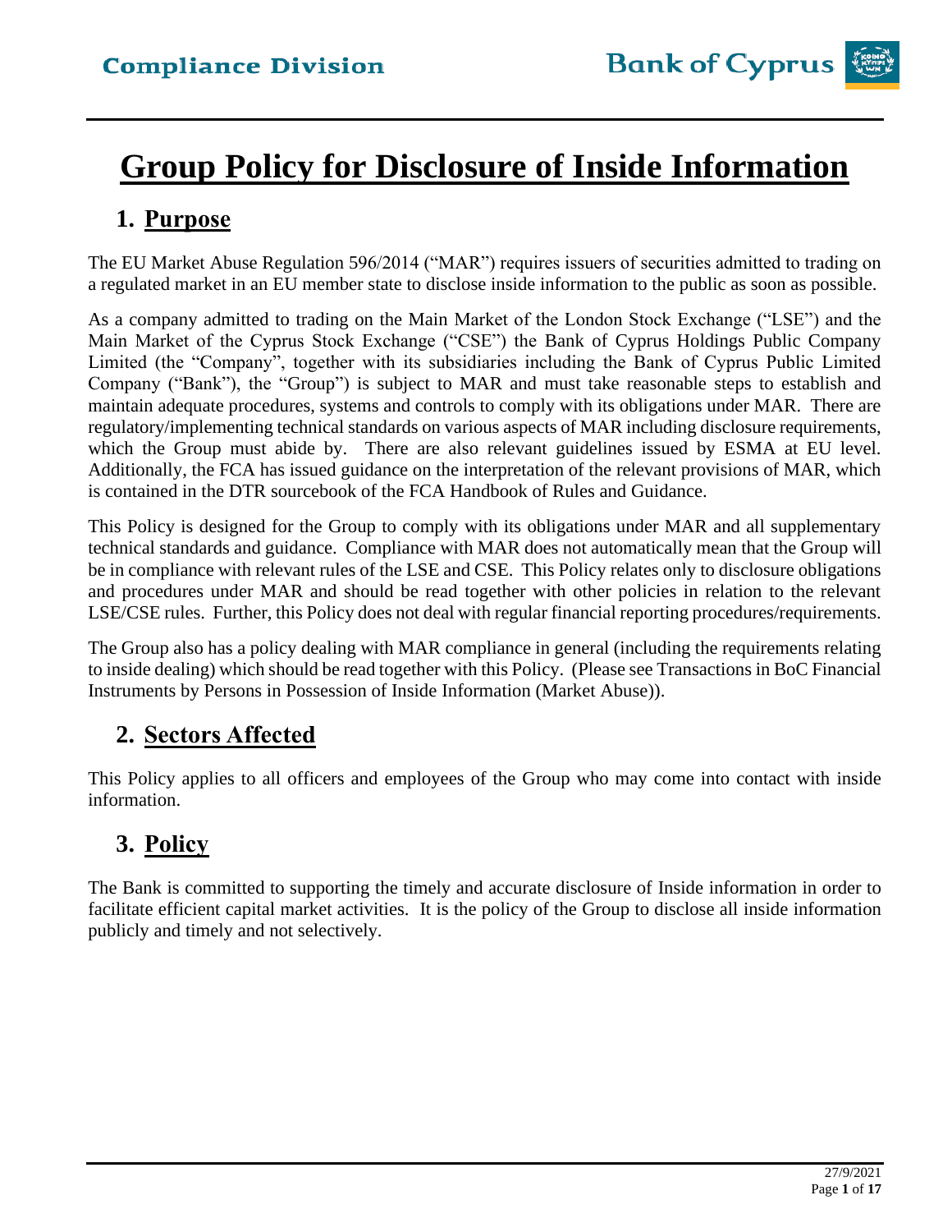# Group Policy for Disclosure of Inside Information

## 1. Purpose

The EU Market Abuse Regulation 596/2014 ("MAR") requires issuers of securities admitted to trading on a regulated market in an EU member state to disclose inside information to the public as soon as possible.

As a company admitted to trading on the Main Market of the London Stock Exchange ("LSE") and the Main Market of the Cyprus Stock Exchange ("CSE") the Bank of Cyprus Holdings Public Company Limited (the "Company", together with its subsidiaries including the Bank of Cyprus Public Limited Company ("Bank"), the "Group") is subject to MAR and must take reasonable steps to establish and maintain adequate procedures, systems and controls to comply with its obligations under MAR. There are regulatory/implementing technical standards on various aspects of MAR including disclosure requirements, which the Group must abide by. There are also relevant guidelines issued by ESMA at EU level. Additionally, the FCA has issued guidance on the interpretation of the relevant provisions of MAR, which is contained in the DTR sourcebook of the FCA Handbook of Rules and Guidance.

This Policy is designed for the Group to comply with its obligations under MAR and all supplementary technical standards and guidance. Compliance with MAR does not automatically mean that the Group will be in compliance with relevant rules of the LSE and CSE. This Policy relates only to disclosure obligations and procedures under MAR and should be read together with other policies in relation to the relevant LSE/CSE rules. Further, this Policy does not deal with regular financial reporting procedures/requirements.

The Group also has a policy dealing with MAR compliance in general (including the requirements relating to inside dealing) which should be read together with this Policy. (Please see Transactions in BoC Financial Instruments by Persons in Possession of Inside Information (Market Abuse)).

## 2. Sectors Affected

This Policy applies to all officers and employees of the Group who may come into contact with inside information.

## 3. Policy

The Bank is committed to supporting the timely and accurate disclosure of Inside information in order to facilitate efficient capital market activities. It is the policy of the Group to disclose all inside information publicly and timely and not selectively.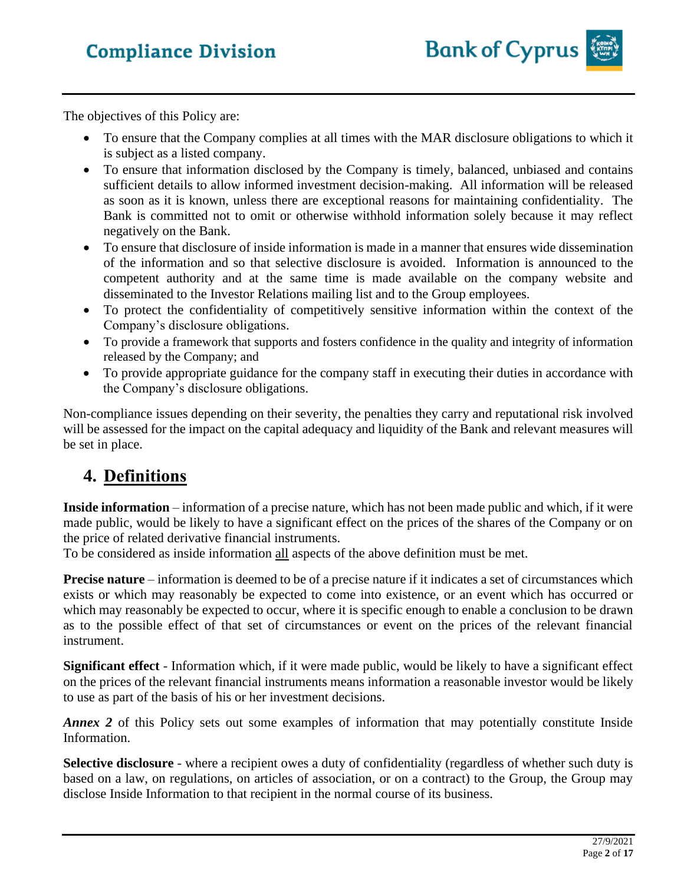The objectives of this Policy are:

- To ensure that the Company complies at all times with the MAR disclosure obligations to which it is subject as a listed company.
- To ensure that information disclosed by the Company is timely, balanced, unbiased and contains sufficient details to allow informed investment decision-making. All information will be released as soon as it is known, unless there are exceptional reasons for maintaining confidentiality. The Bank is committed not to omit or otherwise withhold information solely because it may reflect negatively on the Bank.
- To ensure that disclosure of inside information is made in a manner that ensures wide dissemination of the information and so that selective disclosure is avoided. Information is announced to the competent authority and at the same time is made available on the company website and disseminated to the Investor Relations mailing list and to the Group employees.
- To protect the confidentiality of competitively sensitive information within the context of the Company's disclosure obligations.
- To provide a framework that supports and fosters confidence in the quality and integrity of information released by the Company; and
- To provide appropriate guidance for the company staff in executing their duties in accordance with the Company's disclosure obligations.

Non-compliance issues depending on their severity, the penalties they carry and reputational risk involved will be assessed for the impact on the capital adequacy and liquidity of the Bank and relevant measures will be set in place.

## 4. Definitions

**Inside information** – information of a precise nature, which has not been made public and which, if it were made public, would be likely to have a significant effect on the prices of the shares of the Company or on the price of related derivative financial instruments.
To be considered as inside information all aspects of the above definition must be met.

**Precise nature** – information is deemed to be of a precise nature if it indicates a set of circumstances which exists or which may reasonably be expected to come into existence, or an event which has occurred or which may reasonably be expected to occur, where it is specific enough to enable a conclusion to be drawn as to the possible effect of that set of circumstances or event on the prices of the relevant financial instrument.

**Significant effect** - Information which, if it were made public, would be likely to have a significant effect on the prices of the relevant financial instruments means information a reasonable investor would be likely to use as part of the basis of his or her investment decisions.

***Annex 2*** of this Policy sets out some examples of information that may potentially constitute Inside Information.

**Selective disclosure** - where a recipient owes a duty of confidentiality (regardless of whether such duty is based on a law, on regulations, on articles of association, or on a contract) to the Group, the Group may disclose Inside Information to that recipient in the normal course of its business.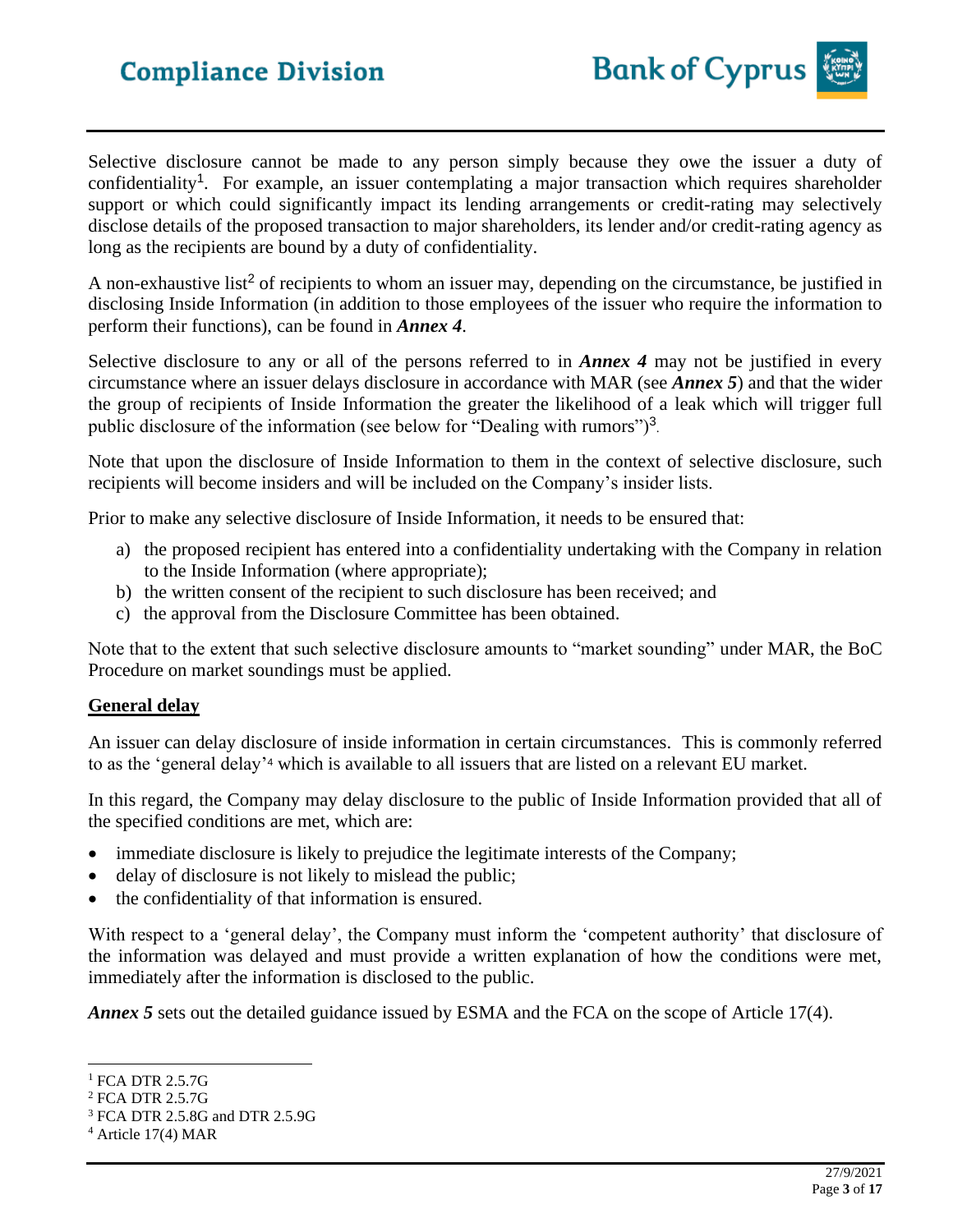Selective disclosure cannot be made to any person simply because they owe the issuer a duty of confidentiality[1]. For example, an issuer contemplating a major transaction which requires shareholder support or which could significantly impact its lending arrangements or credit-rating may selectively disclose details of the proposed transaction to major shareholders, its lender and/or credit-rating agency as long as the recipients are bound by a duty of confidentiality.

A non-exhaustive list[2] of recipients to whom an issuer may, depending on the circumstance, be justified in disclosing Inside Information (in addition to those employees of the issuer who require the information to perform their functions), can be found in ***Annex 4***.

Selective disclosure to any or all of the persons referred to in ***Annex 4*** may not be justified in every circumstance where an issuer delays disclosure in accordance with MAR (see ***Annex 5***) and that the wider the group of recipients of Inside Information the greater the likelihood of a leak which will trigger full public disclosure of the information (see below for "Dealing with rumors")[3].

Note that upon the disclosure of Inside Information to them in the context of selective disclosure, such recipients will become insiders and will be included on the Company's insider lists.

Prior to make any selective disclosure of Inside Information, it needs to be ensured that:

a) the proposed recipient has entered into a confidentiality undertaking with the Company in relation to the Inside Information (where appropriate);
b) the written consent of the recipient to such disclosure has been received; and
c) the approval from the Disclosure Committee has been obtained.

Note that to the extent that such selective disclosure amounts to "market sounding" under MAR, the BoC Procedure on market soundings must be applied.

## General delay

An issuer can delay disclosure of inside information in certain circumstances. This is commonly referred to as the 'general delay'[4] which is available to all issuers that are listed on a relevant EU market.

In this regard, the Company may delay disclosure to the public of Inside Information provided that all of the specified conditions are met, which are:

- immediate disclosure is likely to prejudice the legitimate interests of the Company;
- delay of disclosure is not likely to mislead the public;
- the confidentiality of that information is ensured.

With respect to a 'general delay', the Company must inform the 'competent authority' that disclosure of the information was delayed and must provide a written explanation of how the conditions were met, immediately after the information is disclosed to the public.

***Annex 5*** sets out the detailed guidance issued by ESMA and the FCA on the scope of Article 17(4).

---

[1] FCA DTR 2.5.7G
[2] FCA DTR 2.5.7G
[3] FCA DTR 2.5.8G and DTR 2.5.9G
[4] Article 17(4) MAR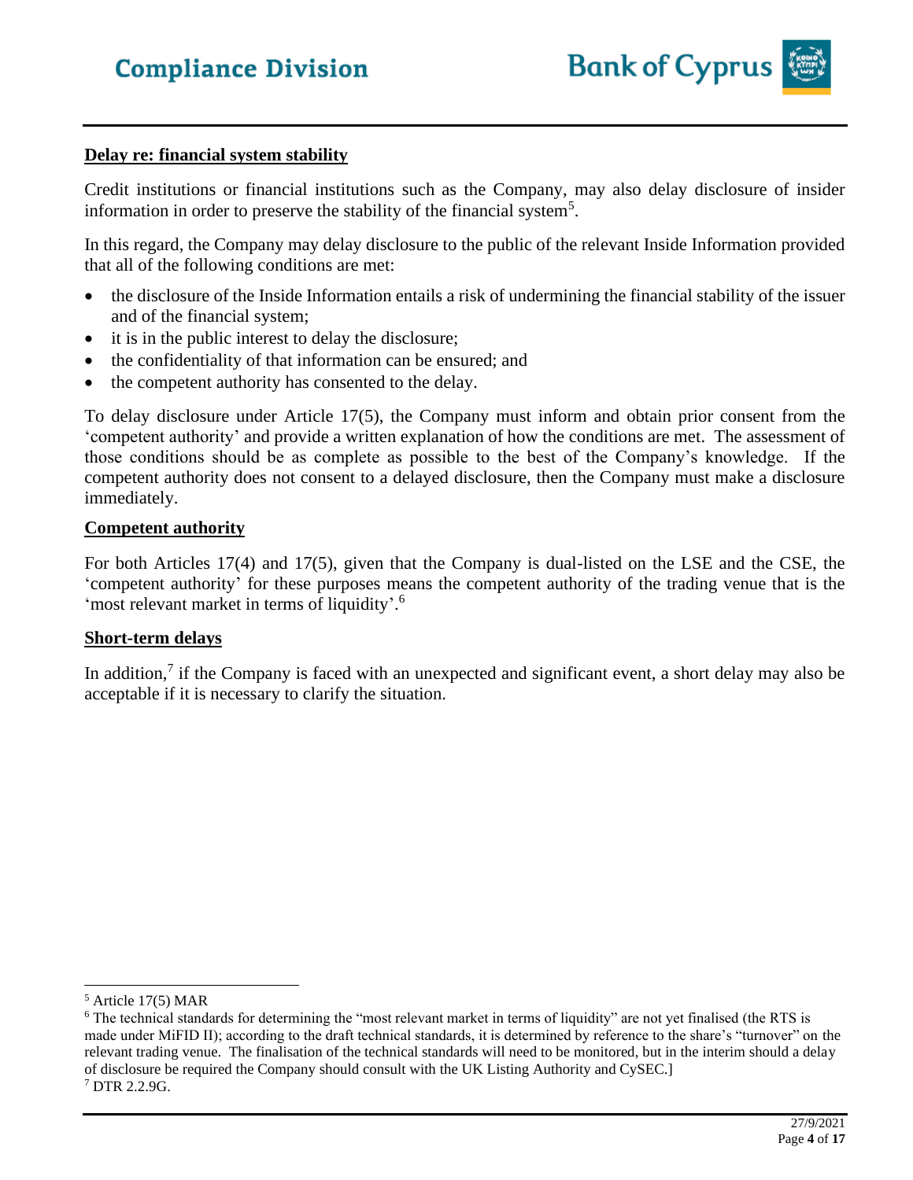**Delay re: financial system stability**

Credit institutions or financial institutions such as the Company, may also delay disclosure of insider information in order to preserve the stability of the financial system[5].

In this regard, the Company may delay disclosure to the public of the relevant Inside Information provided that all of the following conditions are met:

- the disclosure of the Inside Information entails a risk of undermining the financial stability of the issuer and of the financial system;
- it is in the public interest to delay the disclosure;
- the confidentiality of that information can be ensured; and
- the competent authority has consented to the delay.

To delay disclosure under Article 17(5), the Company must inform and obtain prior consent from the 'competent authority' and provide a written explanation of how the conditions are met. The assessment of those conditions should be as complete as possible to the best of the Company's knowledge. If the competent authority does not consent to a delayed disclosure, then the Company must make a disclosure immediately.

**Competent authority**

For both Articles 17(4) and 17(5), given that the Company is dual-listed on the LSE and the CSE, the 'competent authority' for these purposes means the competent authority of the trading venue that is the 'most relevant market in terms of liquidity'.[6]

**Short-term delays**

In addition,[7] if the Company is faced with an unexpected and significant event, a short delay may also be acceptable if it is necessary to clarify the situation.

---

[5] Article 17(5) MAR

[6] The technical standards for determining the "most relevant market in terms of liquidity" are not yet finalised (the RTS is made under MiFID II); according to the draft technical standards, it is determined by reference to the share's "turnover" on the relevant trading venue. The finalisation of the technical standards will need to be monitored, but in the interim should a delay of disclosure be required the Company should consult with the UK Listing Authority and CySEC.]

[7] DTR 2.2.9G.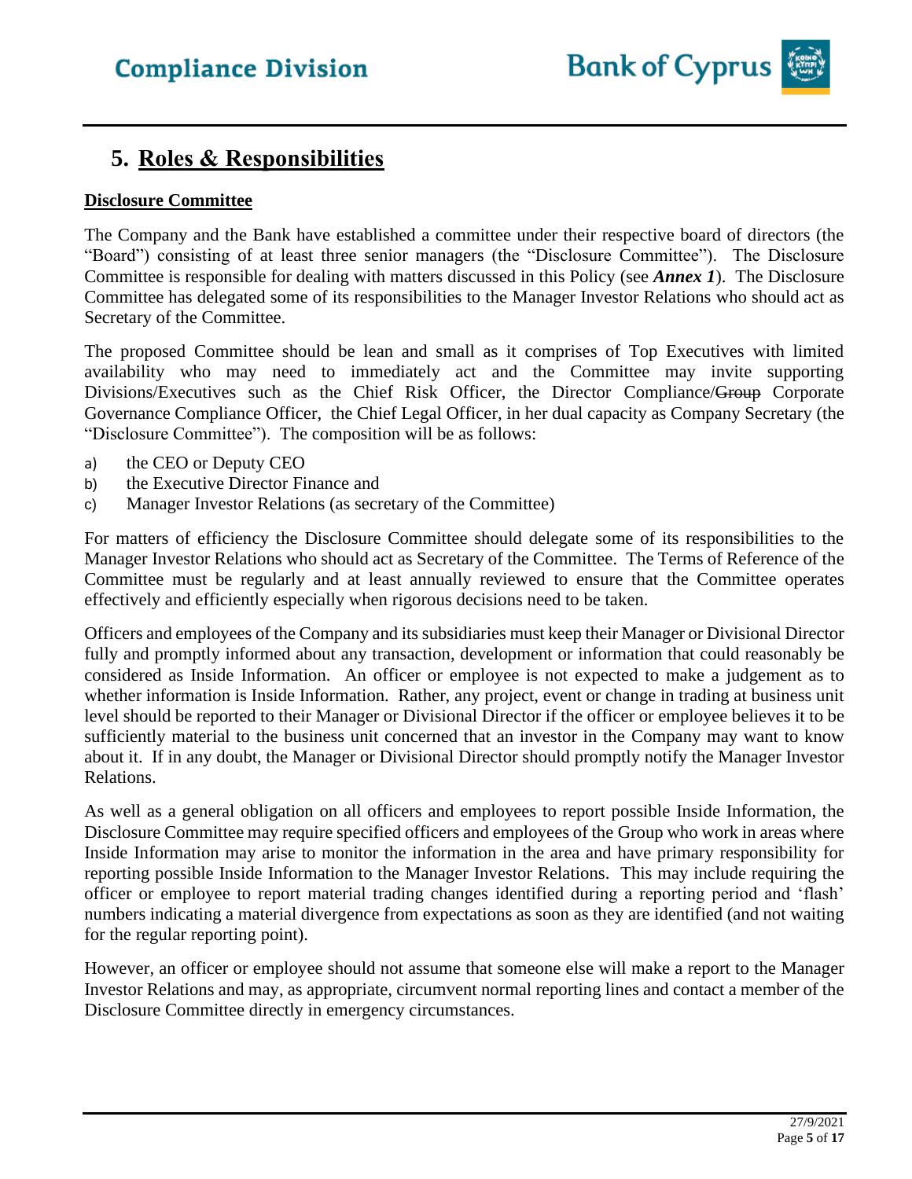## 5. Roles & Responsibilities

**Disclosure Committee**

The Company and the Bank have established a committee under their respective board of directors (the "Board") consisting of at least three senior managers (the "Disclosure Committee"). The Disclosure Committee is responsible for dealing with matters discussed in this Policy (see ***Annex 1***). The Disclosure Committee has delegated some of its responsibilities to the Manager Investor Relations who should act as Secretary of the Committee.

The proposed Committee should be lean and small as it comprises of Top Executives with limited availability who may need to immediately act and the Committee may invite supporting Divisions/Executives such as the Chief Risk Officer, the Director Compliance/~~Group~~ Corporate Governance Compliance Officer, the Chief Legal Officer, in her dual capacity as Company Secretary (the "Disclosure Committee"). The composition will be as follows:

a) the CEO or Deputy CEO
b) the Executive Director Finance and
c) Manager Investor Relations (as secretary of the Committee)

For matters of efficiency the Disclosure Committee should delegate some of its responsibilities to the Manager Investor Relations who should act as Secretary of the Committee. The Terms of Reference of the Committee must be regularly and at least annually reviewed to ensure that the Committee operates effectively and efficiently especially when rigorous decisions need to be taken.

Officers and employees of the Company and its subsidiaries must keep their Manager or Divisional Director fully and promptly informed about any transaction, development or information that could reasonably be considered as Inside Information. An officer or employee is not expected to make a judgement as to whether information is Inside Information. Rather, any project, event or change in trading at business unit level should be reported to their Manager or Divisional Director if the officer or employee believes it to be sufficiently material to the business unit concerned that an investor in the Company may want to know about it. If in any doubt, the Manager or Divisional Director should promptly notify the Manager Investor Relations.

As well as a general obligation on all officers and employees to report possible Inside Information, the Disclosure Committee may require specified officers and employees of the Group who work in areas where Inside Information may arise to monitor the information in the area and have primary responsibility for reporting possible Inside Information to the Manager Investor Relations. This may include requiring the officer or employee to report material trading changes identified during a reporting period and 'flash' numbers indicating a material divergence from expectations as soon as they are identified (and not waiting for the regular reporting point).

However, an officer or employee should not assume that someone else will make a report to the Manager Investor Relations and may, as appropriate, circumvent normal reporting lines and contact a member of the Disclosure Committee directly in emergency circumstances.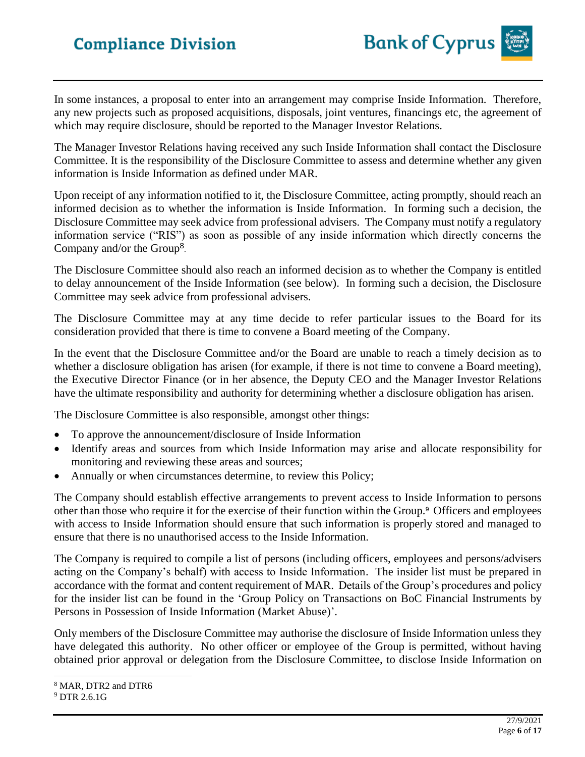In some instances, a proposal to enter into an arrangement may comprise Inside Information. Therefore, any new projects such as proposed acquisitions, disposals, joint ventures, financings etc, the agreement of which may require disclosure, should be reported to the Manager Investor Relations.

The Manager Investor Relations having received any such Inside Information shall contact the Disclosure Committee. It is the responsibility of the Disclosure Committee to assess and determine whether any given information is Inside Information as defined under MAR.

Upon receipt of any information notified to it, the Disclosure Committee, acting promptly, should reach an informed decision as to whether the information is Inside Information. In forming such a decision, the Disclosure Committee may seek advice from professional advisers. The Company must notify a regulatory information service ("RIS") as soon as possible of any inside information which directly concerns the Company and/or the Group[8].

The Disclosure Committee should also reach an informed decision as to whether the Company is entitled to delay announcement of the Inside Information (see below). In forming such a decision, the Disclosure Committee may seek advice from professional advisers.

The Disclosure Committee may at any time decide to refer particular issues to the Board for its consideration provided that there is time to convene a Board meeting of the Company.

In the event that the Disclosure Committee and/or the Board are unable to reach a timely decision as to whether a disclosure obligation has arisen (for example, if there is not time to convene a Board meeting), the Executive Director Finance (or in her absence, the Deputy CEO and the Manager Investor Relations have the ultimate responsibility and authority for determining whether a disclosure obligation has arisen.

The Disclosure Committee is also responsible, amongst other things:

- To approve the announcement/disclosure of Inside Information
- Identify areas and sources from which Inside Information may arise and allocate responsibility for monitoring and reviewing these areas and sources;
- Annually or when circumstances determine, to review this Policy;

The Company should establish effective arrangements to prevent access to Inside Information to persons other than those who require it for the exercise of their function within the Group.[9] Officers and employees with access to Inside Information should ensure that such information is properly stored and managed to ensure that there is no unauthorised access to the Inside Information.

The Company is required to compile a list of persons (including officers, employees and persons/advisers acting on the Company's behalf) with access to Inside Information. The insider list must be prepared in accordance with the format and content requirement of MAR. Details of the Group's procedures and policy for the insider list can be found in the 'Group Policy on Transactions on BoC Financial Instruments by Persons in Possession of Inside Information (Market Abuse)'.

Only members of the Disclosure Committee may authorise the disclosure of Inside Information unless they have delegated this authority. No other officer or employee of the Group is permitted, without having obtained prior approval or delegation from the Disclosure Committee, to disclose Inside Information on

---

[8] MAR, DTR2 and DTR6

[9] DTR 2.6.1G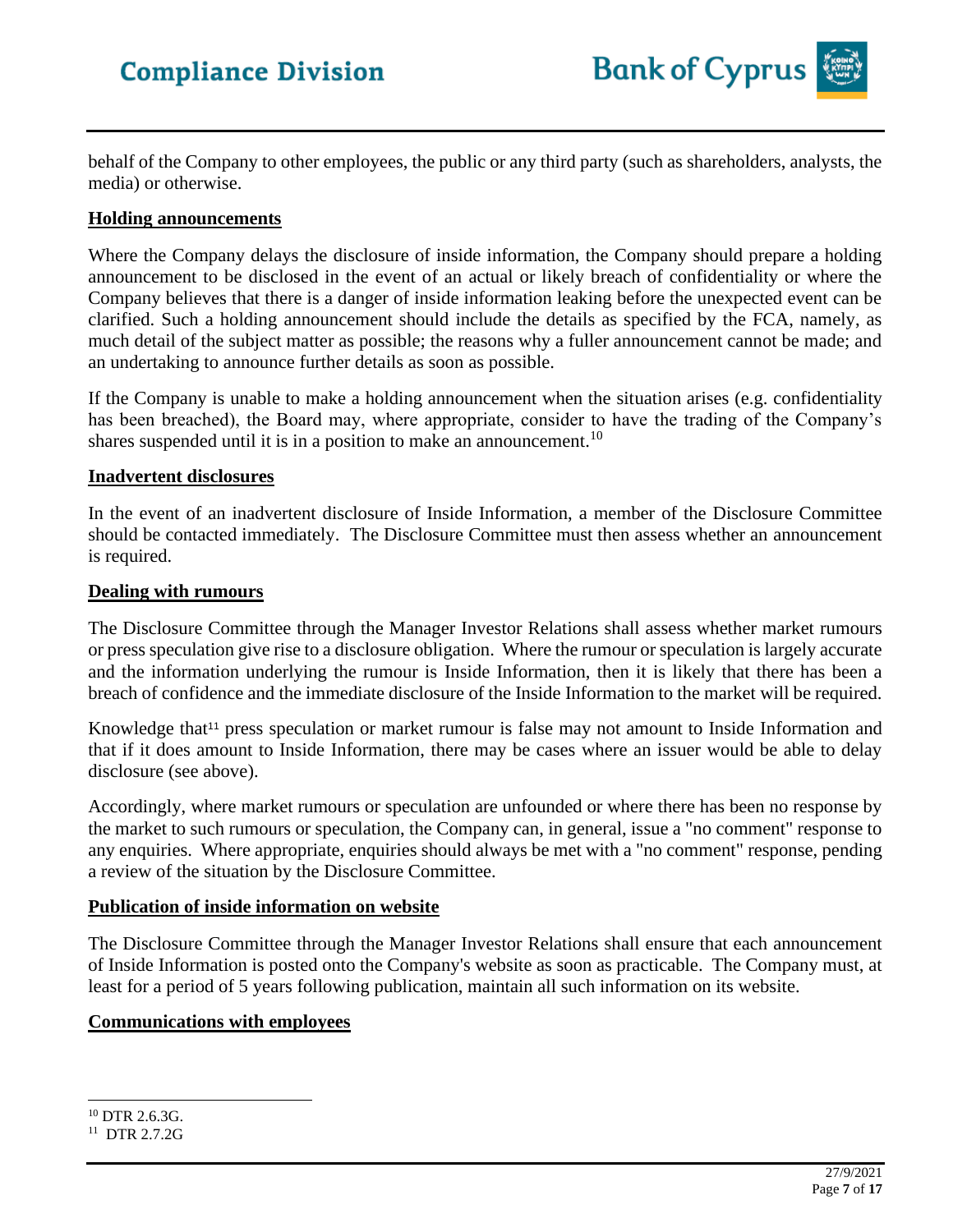behalf of the Company to other employees, the public or any third party (such as shareholders, analysts, the media) or otherwise.

**Holding announcements**

Where the Company delays the disclosure of inside information, the Company should prepare a holding announcement to be disclosed in the event of an actual or likely breach of confidentiality or where the Company believes that there is a danger of inside information leaking before the unexpected event can be clarified. Such a holding announcement should include the details as specified by the FCA, namely, as much detail of the subject matter as possible; the reasons why a fuller announcement cannot be made; and an undertaking to announce further details as soon as possible.

If the Company is unable to make a holding announcement when the situation arises (e.g. confidentiality has been breached), the Board may, where appropriate, consider to have the trading of the Company's shares suspended until it is in a position to make an announcement.[10]

**Inadvertent disclosures**

In the event of an inadvertent disclosure of Inside Information, a member of the Disclosure Committee should be contacted immediately. The Disclosure Committee must then assess whether an announcement is required.

**Dealing with rumours**

The Disclosure Committee through the Manager Investor Relations shall assess whether market rumours or press speculation give rise to a disclosure obligation. Where the rumour or speculation is largely accurate and the information underlying the rumour is Inside Information, then it is likely that there has been a breach of confidence and the immediate disclosure of the Inside Information to the market will be required.

Knowledge that[11] press speculation or market rumour is false may not amount to Inside Information and that if it does amount to Inside Information, there may be cases where an issuer would be able to delay disclosure (see above).

Accordingly, where market rumours or speculation are unfounded or where there has been no response by the market to such rumours or speculation, the Company can, in general, issue a "no comment" response to any enquiries. Where appropriate, enquiries should always be met with a "no comment" response, pending a review of the situation by the Disclosure Committee.

**Publication of inside information on website**

The Disclosure Committee through the Manager Investor Relations shall ensure that each announcement of Inside Information is posted onto the Company's website as soon as practicable. The Company must, at least for a period of 5 years following publication, maintain all such information on its website.

**Communications with employees**

---

[10] DTR 2.6.3G.

[11] DTR 2.7.2G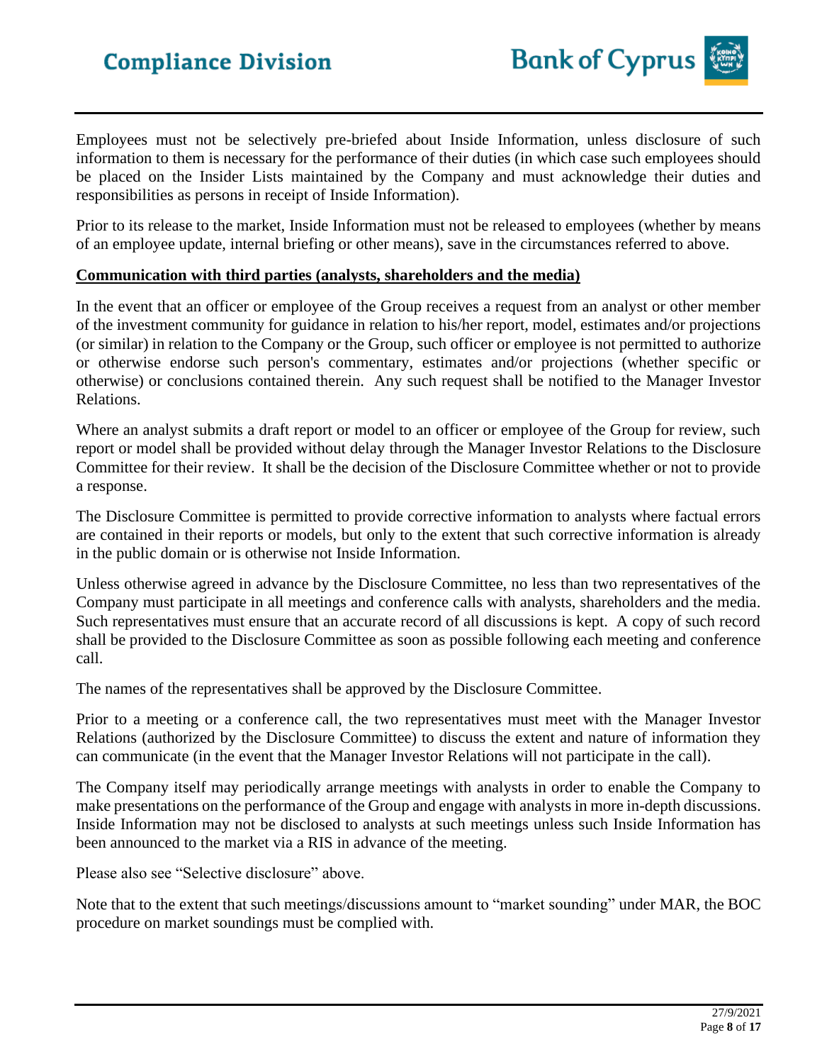Employees must not be selectively pre-briefed about Inside Information, unless disclosure of such information to them is necessary for the performance of their duties (in which case such employees should be placed on the Insider Lists maintained by the Company and must acknowledge their duties and responsibilities as persons in receipt of Inside Information).

Prior to its release to the market, Inside Information must not be released to employees (whether by means of an employee update, internal briefing or other means), save in the circumstances referred to above.

**Communication with third parties (analysts, shareholders and the media)**

In the event that an officer or employee of the Group receives a request from an analyst or other member of the investment community for guidance in relation to his/her report, model, estimates and/or projections (or similar) in relation to the Company or the Group, such officer or employee is not permitted to authorize or otherwise endorse such person's commentary, estimates and/or projections (whether specific or otherwise) or conclusions contained therein. Any such request shall be notified to the Manager Investor Relations.

Where an analyst submits a draft report or model to an officer or employee of the Group for review, such report or model shall be provided without delay through the Manager Investor Relations to the Disclosure Committee for their review. It shall be the decision of the Disclosure Committee whether or not to provide a response.

The Disclosure Committee is permitted to provide corrective information to analysts where factual errors are contained in their reports or models, but only to the extent that such corrective information is already in the public domain or is otherwise not Inside Information.

Unless otherwise agreed in advance by the Disclosure Committee, no less than two representatives of the Company must participate in all meetings and conference calls with analysts, shareholders and the media. Such representatives must ensure that an accurate record of all discussions is kept. A copy of such record shall be provided to the Disclosure Committee as soon as possible following each meeting and conference call.

The names of the representatives shall be approved by the Disclosure Committee.

Prior to a meeting or a conference call, the two representatives must meet with the Manager Investor Relations (authorized by the Disclosure Committee) to discuss the extent and nature of information they can communicate (in the event that the Manager Investor Relations will not participate in the call).

The Company itself may periodically arrange meetings with analysts in order to enable the Company to make presentations on the performance of the Group and engage with analysts in more in-depth discussions. Inside Information may not be disclosed to analysts at such meetings unless such Inside Information has been announced to the market via a RIS in advance of the meeting.

Please also see "Selective disclosure" above.

Note that to the extent that such meetings/discussions amount to "market sounding" under MAR, the BOC procedure on market soundings must be complied with.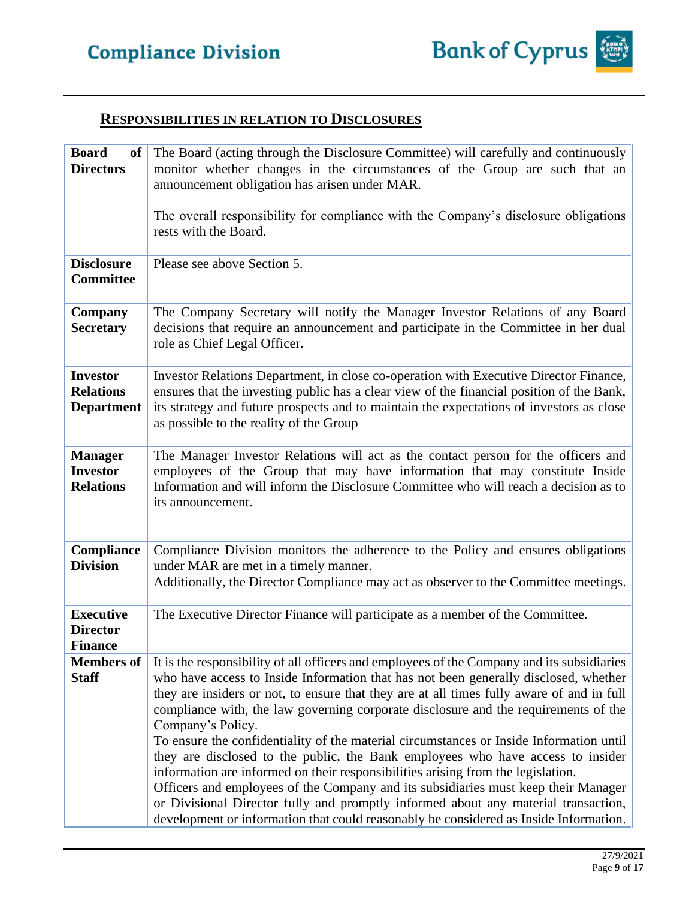## **Responsibilities in relation to Disclosures**

| | |
|---|---|
| **Board of Directors** | The Board (acting through the Disclosure Committee) will carefully and continuously monitor whether changes in the circumstances of the Group are such that an announcement obligation has arisen under MAR.<br><br>The overall responsibility for compliance with the Company's disclosure obligations rests with the Board. |
| **Disclosure Committee** | Please see above Section 5. |
| **Company Secretary** | The Company Secretary will notify the Manager Investor Relations of any Board decisions that require an announcement and participate in the Committee in her dual role as Chief Legal Officer. |
| **Investor Relations Department** | Investor Relations Department, in close co-operation with Executive Director Finance, ensures that the investing public has a clear view of the financial position of the Bank, its strategy and future prospects and to maintain the expectations of investors as close as possible to the reality of the Group |
| **Manager Investor Relations** | The Manager Investor Relations will act as the contact person for the officers and employees of the Group that may have information that may constitute Inside Information and will inform the Disclosure Committee who will reach a decision as to its announcement. |
| **Compliance Division** | Compliance Division monitors the adherence to the Policy and ensures obligations under MAR are met in a timely manner.<br>Additionally, the Director Compliance may act as observer to the Committee meetings. |
| **Executive Director Finance** | The Executive Director Finance will participate as a member of the Committee. |
| **Members of Staff** | It is the responsibility of all officers and employees of the Company and its subsidiaries who have access to Inside Information that has not been generally disclosed, whether they are insiders or not, to ensure that they are at all times fully aware of and in full compliance with, the law governing corporate disclosure and the requirements of the Company's Policy.<br>To ensure the confidentiality of the material circumstances or Inside Information until they are disclosed to the public, the Bank employees who have access to insider information are informed on their responsibilities arising from the legislation.<br>Officers and employees of the Company and its subsidiaries must keep their Manager or Divisional Director fully and promptly informed about any material transaction, development or information that could reasonably be considered as Inside Information. |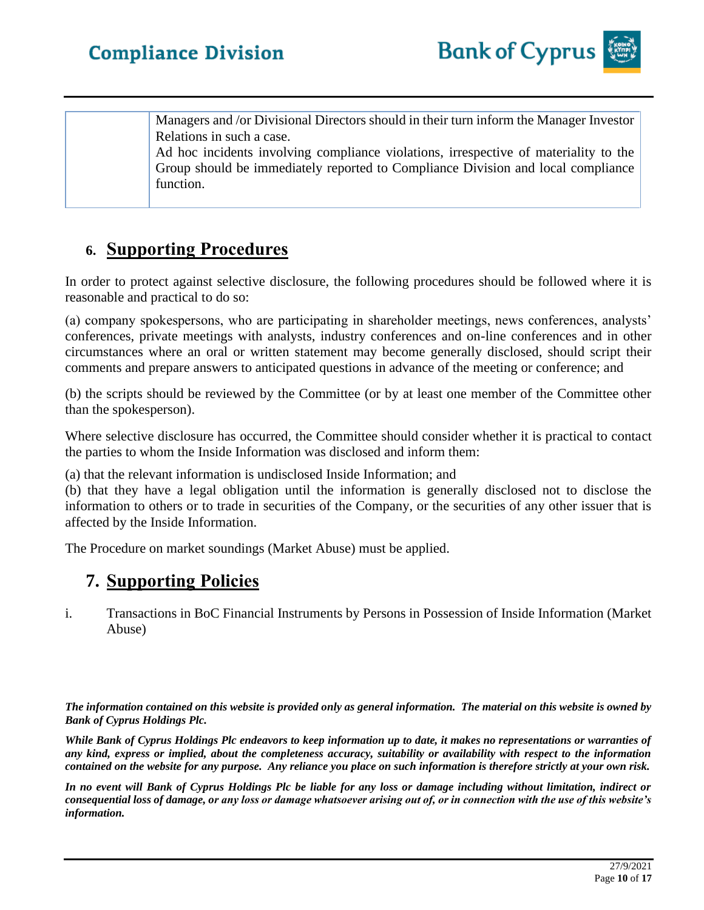| | |
|---|---|
| | Managers and /or Divisional Directors should in their turn inform the Manager Investor Relations in such a case.<br>Ad hoc incidents involving compliance violations, irrespective of materiality to the Group should be immediately reported to Compliance Division and local compliance function. |

## 6. Supporting Procedures

In order to protect against selective disclosure, the following procedures should be followed where it is reasonable and practical to do so:

(a) company spokespersons, who are participating in shareholder meetings, news conferences, analysts' conferences, private meetings with analysts, industry conferences and on-line conferences and in other circumstances where an oral or written statement may become generally disclosed, should script their comments and prepare answers to anticipated questions in advance of the meeting or conference; and

(b) the scripts should be reviewed by the Committee (or by at least one member of the Committee other than the spokesperson).

Where selective disclosure has occurred, the Committee should consider whether it is practical to contact the parties to whom the Inside Information was disclosed and inform them:

(a) that the relevant information is undisclosed Inside Information; and
(b) that they have a legal obligation until the information is generally disclosed not to disclose the information to others or to trade in securities of the Company, or the securities of any other issuer that is affected by the Inside Information.

The Procedure on market soundings (Market Abuse) must be applied.

## 7. Supporting Policies

i. Transactions in BoC Financial Instruments by Persons in Possession of Inside Information (Market Abuse)

***The information contained on this website is provided only as general information. The material on this website is owned by Bank of Cyprus Holdings Plc.***

***While Bank of Cyprus Holdings Plc endeavors to keep information up to date, it makes no representations or warranties of any kind, express or implied, about the completeness accuracy, suitability or availability with respect to the information contained on the website for any purpose. Any reliance you place on such information is therefore strictly at your own risk.***

***In no event will Bank of Cyprus Holdings Plc be liable for any loss or damage including without limitation, indirect or consequential loss of damage, or any loss or damage whatsoever arising out of, or in connection with the use of this website's information.***

27/9/2021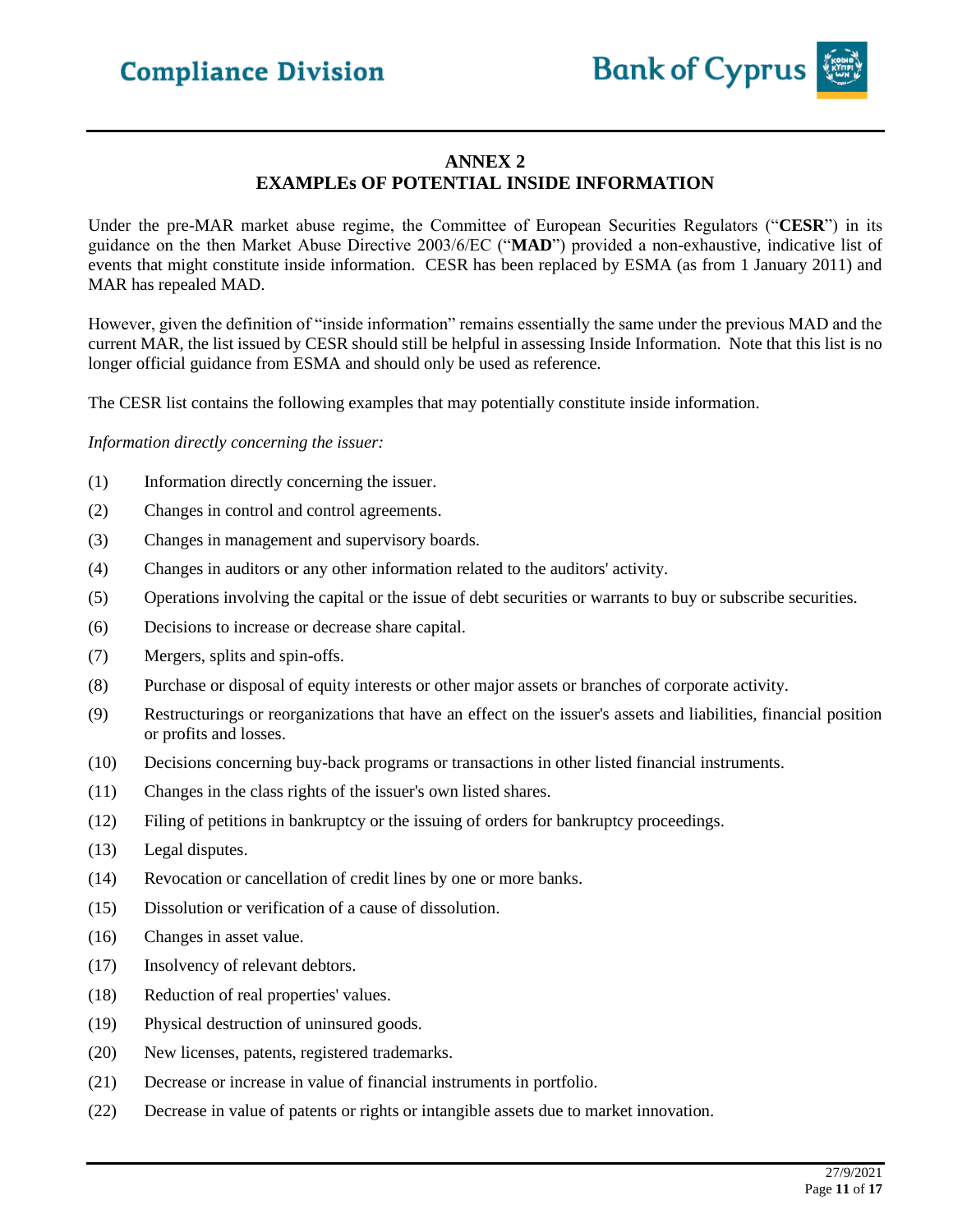## ANNEX 2
## EXAMPLEs OF POTENTIAL INSIDE INFORMATION

Under the pre-MAR market abuse regime, the Committee of European Securities Regulators ("**CESR**") in its guidance on the then Market Abuse Directive 2003/6/EC ("**MAD**") provided a non-exhaustive, indicative list of events that might constitute inside information. CESR has been replaced by ESMA (as from 1 January 2011) and MAR has repealed MAD.

However, given the definition of "inside information" remains essentially the same under the previous MAD and the current MAR, the list issued by CESR should still be helpful in assessing Inside Information. Note that this list is no longer official guidance from ESMA and should only be used as reference.

The CESR list contains the following examples that may potentially constitute inside information.

*Information directly concerning the issuer:*

(1) Information directly concerning the issuer.

(2) Changes in control and control agreements.

(3) Changes in management and supervisory boards.

(4) Changes in auditors or any other information related to the auditors' activity.

(5) Operations involving the capital or the issue of debt securities or warrants to buy or subscribe securities.

(6) Decisions to increase or decrease share capital.

(7) Mergers, splits and spin-offs.

(8) Purchase or disposal of equity interests or other major assets or branches of corporate activity.

(9) Restructurings or reorganizations that have an effect on the issuer's assets and liabilities, financial position or profits and losses.

(10) Decisions concerning buy-back programs or transactions in other listed financial instruments.

(11) Changes in the class rights of the issuer's own listed shares.

(12) Filing of petitions in bankruptcy or the issuing of orders for bankruptcy proceedings.

(13) Legal disputes.

(14) Revocation or cancellation of credit lines by one or more banks.

(15) Dissolution or verification of a cause of dissolution.

(16) Changes in asset value.

(17) Insolvency of relevant debtors.

(18) Reduction of real properties' values.

(19) Physical destruction of uninsured goods.

(20) New licenses, patents, registered trademarks.

(21) Decrease or increase in value of financial instruments in portfolio.

(22) Decrease in value of patents or rights or intangible assets due to market innovation.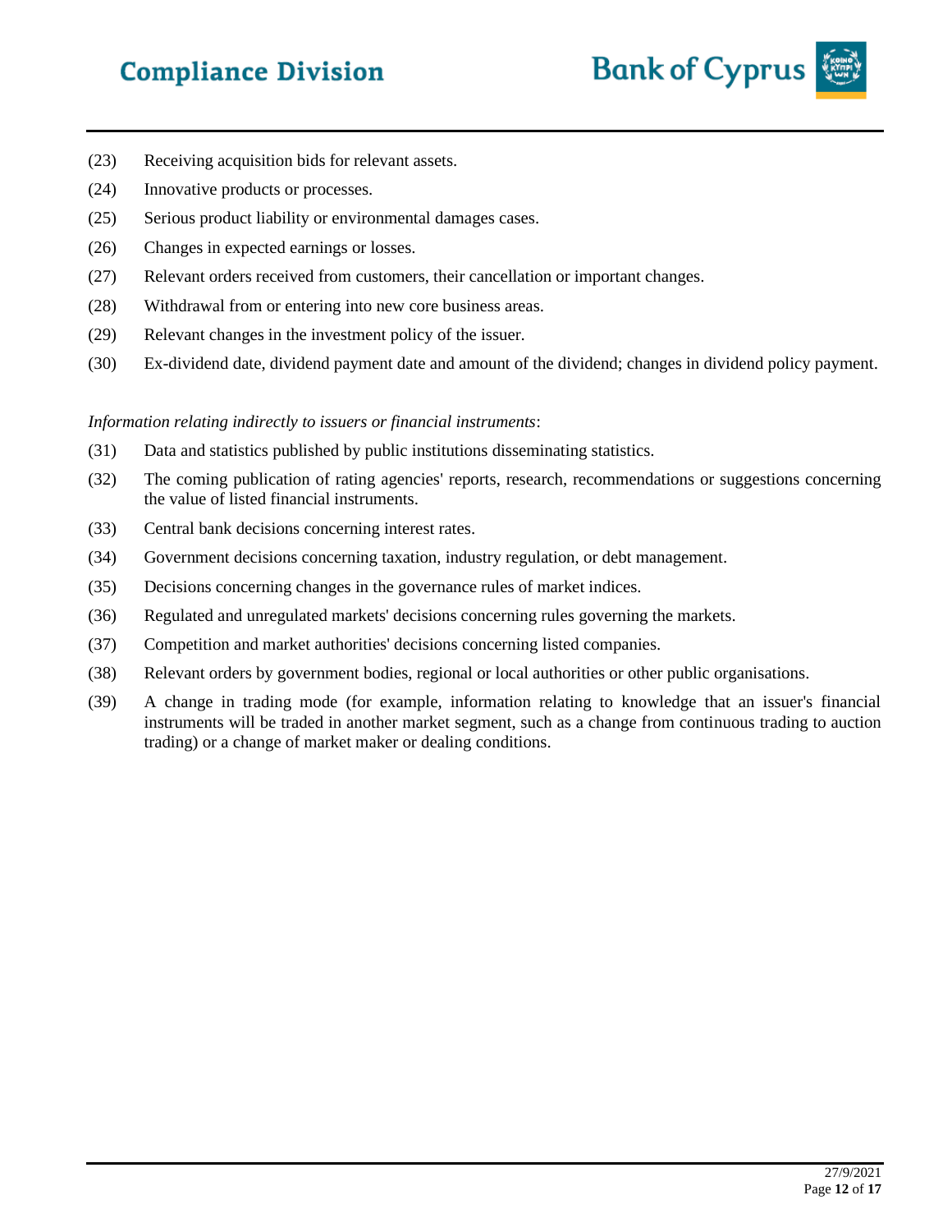(23) Receiving acquisition bids for relevant assets.

(24) Innovative products or processes.

(25) Serious product liability or environmental damages cases.

(26) Changes in expected earnings or losses.

(27) Relevant orders received from customers, their cancellation or important changes.

(28) Withdrawal from or entering into new core business areas.

(29) Relevant changes in the investment policy of the issuer.

(30) Ex-dividend date, dividend payment date and amount of the dividend; changes in dividend policy payment.

*Information relating indirectly to issuers or financial instruments*:

(31) Data and statistics published by public institutions disseminating statistics.

(32) The coming publication of rating agencies' reports, research, recommendations or suggestions concerning the value of listed financial instruments.

(33) Central bank decisions concerning interest rates.

(34) Government decisions concerning taxation, industry regulation, or debt management.

(35) Decisions concerning changes in the governance rules of market indices.

(36) Regulated and unregulated markets' decisions concerning rules governing the markets.

(37) Competition and market authorities' decisions concerning listed companies.

(38) Relevant orders by government bodies, regional or local authorities or other public organisations.

(39) A change in trading mode (for example, information relating to knowledge that an issuer's financial instruments will be traded in another market segment, such as a change from continuous trading to auction trading) or a change of market maker or dealing conditions.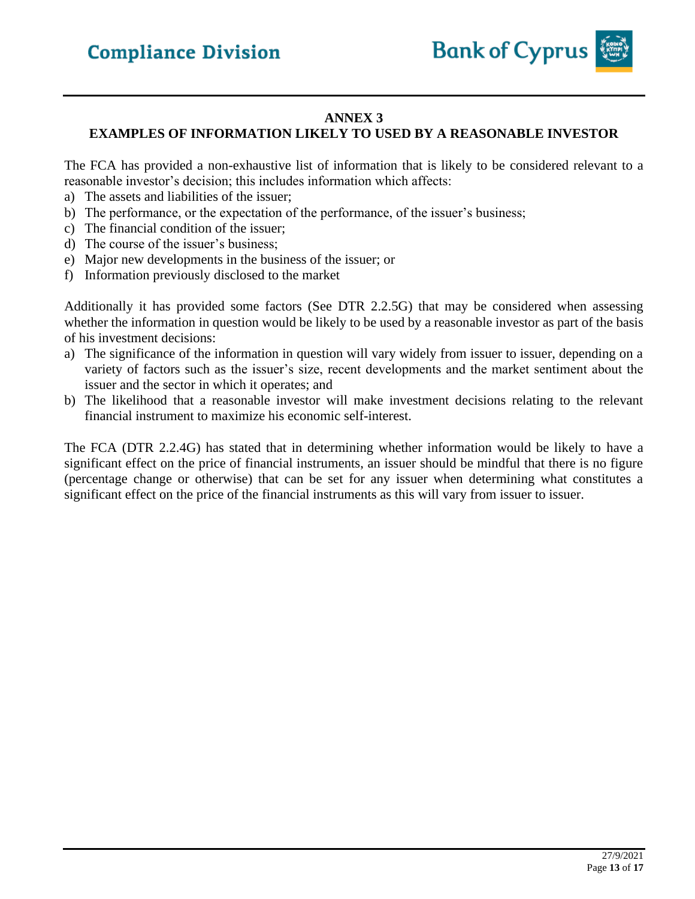# ANNEX 3

## EXAMPLES OF INFORMATION LIKELY TO USED BY A REASONABLE INVESTOR

The FCA has provided a non-exhaustive list of information that is likely to be considered relevant to a reasonable investor's decision; this includes information which affects:

a) The assets and liabilities of the issuer;
b) The performance, or the expectation of the performance, of the issuer's business;
c) The financial condition of the issuer;
d) The course of the issuer's business;
e) Major new developments in the business of the issuer; or
f) Information previously disclosed to the market

Additionally it has provided some factors (See DTR 2.2.5G) that may be considered when assessing whether the information in question would be likely to be used by a reasonable investor as part of the basis of his investment decisions:

a) The significance of the information in question will vary widely from issuer to issuer, depending on a variety of factors such as the issuer's size, recent developments and the market sentiment about the issuer and the sector in which it operates; and
b) The likelihood that a reasonable investor will make investment decisions relating to the relevant financial instrument to maximize his economic self-interest.

The FCA (DTR 2.2.4G) has stated that in determining whether information would be likely to have a significant effect on the price of financial instruments, an issuer should be mindful that there is no figure (percentage change or otherwise) that can be set for any issuer when determining what constitutes a significant effect on the price of the financial instruments as this will vary from issuer to issuer.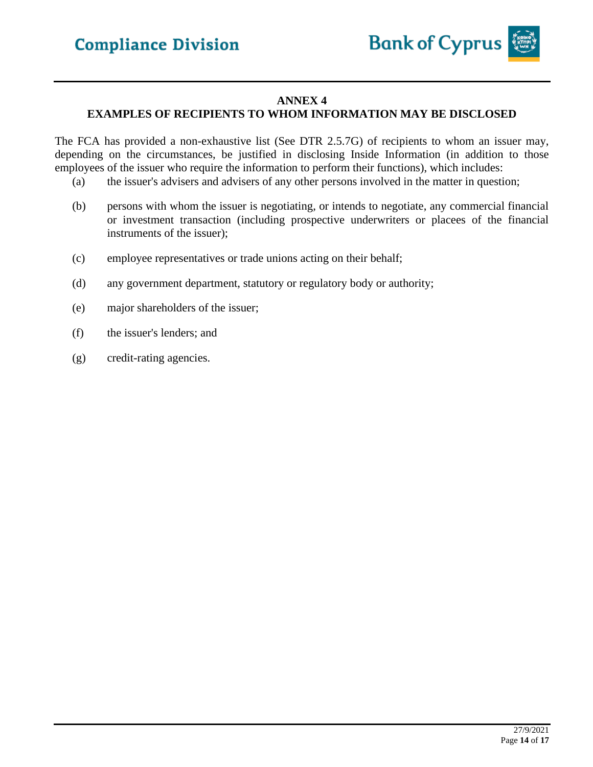## ANNEX 4
## EXAMPLES OF RECIPIENTS TO WHOM INFORMATION MAY BE DISCLOSED

The FCA has provided a non-exhaustive list (See DTR 2.5.7G) of recipients to whom an issuer may, depending on the circumstances, be justified in disclosing Inside Information (in addition to those employees of the issuer who require the information to perform their functions), which includes:

(a) the issuer's advisers and advisers of any other persons involved in the matter in question;

(b) persons with whom the issuer is negotiating, or intends to negotiate, any commercial financial or investment transaction (including prospective underwriters or placees of the financial instruments of the issuer);

(c) employee representatives or trade unions acting on their behalf;

(d) any government department, statutory or regulatory body or authority;

(e) major shareholders of the issuer;

(f) the issuer's lenders; and

(g) credit-rating agencies.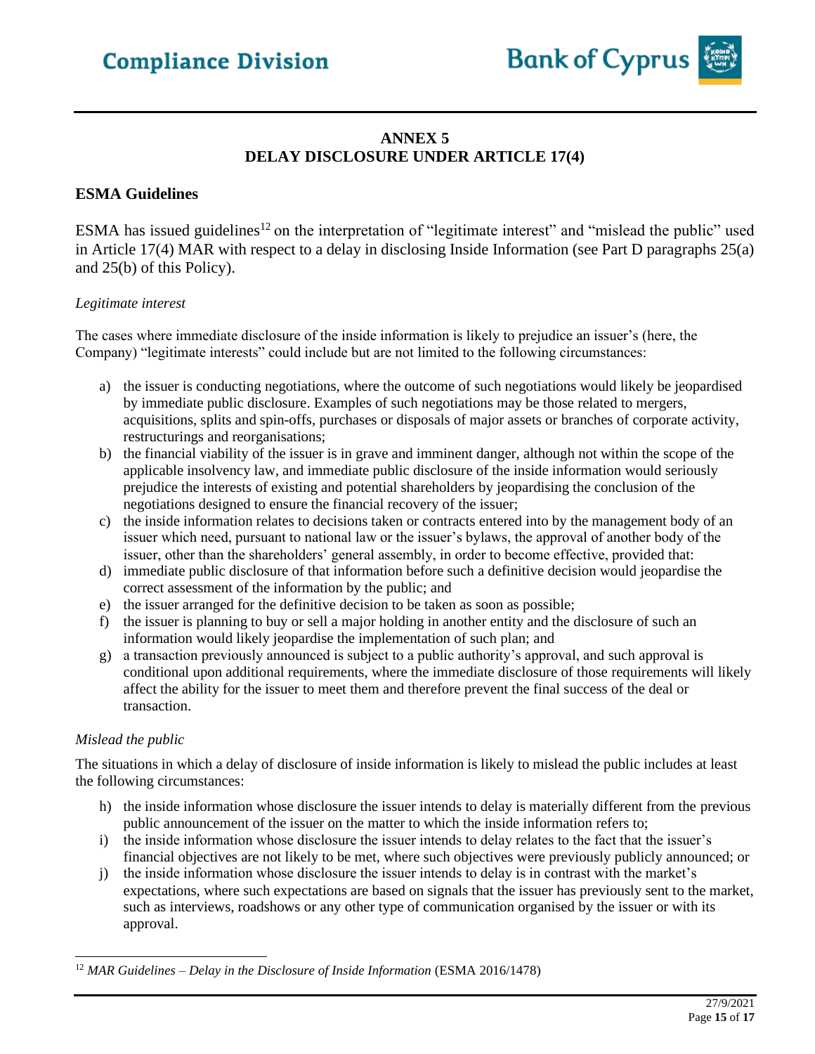# ANNEX 5
# DELAY DISCLOSURE UNDER ARTICLE 17(4)

## ESMA Guidelines

ESMA has issued guidelines[12] on the interpretation of "legitimate interest" and "mislead the public" used in Article 17(4) MAR with respect to a delay in disclosing Inside Information (see Part D paragraphs 25(a) and 25(b) of this Policy).

*Legitimate interest*

The cases where immediate disclosure of the inside information is likely to prejudice an issuer's (here, the Company) "legitimate interests" could include but are not limited to the following circumstances:

a) the issuer is conducting negotiations, where the outcome of such negotiations would likely be jeopardised by immediate public disclosure. Examples of such negotiations may be those related to mergers, acquisitions, splits and spin-offs, purchases or disposals of major assets or branches of corporate activity, restructurings and reorganisations;
b) the financial viability of the issuer is in grave and imminent danger, although not within the scope of the applicable insolvency law, and immediate public disclosure of the inside information would seriously prejudice the interests of existing and potential shareholders by jeopardising the conclusion of the negotiations designed to ensure the financial recovery of the issuer;
c) the inside information relates to decisions taken or contracts entered into by the management body of an issuer which need, pursuant to national law or the issuer's bylaws, the approval of another body of the issuer, other than the shareholders' general assembly, in order to become effective, provided that:
d) immediate public disclosure of that information before such a definitive decision would jeopardise the correct assessment of the information by the public; and
e) the issuer arranged for the definitive decision to be taken as soon as possible;
f) the issuer is planning to buy or sell a major holding in another entity and the disclosure of such an information would likely jeopardise the implementation of such plan; and
g) a transaction previously announced is subject to a public authority's approval, and such approval is conditional upon additional requirements, where the immediate disclosure of those requirements will likely affect the ability for the issuer to meet them and therefore prevent the final success of the deal or transaction.

*Mislead the public*

The situations in which a delay of disclosure of inside information is likely to mislead the public includes at least the following circumstances:

h) the inside information whose disclosure the issuer intends to delay is materially different from the previous public announcement of the issuer on the matter to which the inside information refers to;
i) the inside information whose disclosure the issuer intends to delay relates to the fact that the issuer's financial objectives are not likely to be met, where such objectives were previously publicly announced; or
j) the inside information whose disclosure the issuer intends to delay is in contrast with the market's expectations, where such expectations are based on signals that the issuer has previously sent to the market, such as interviews, roadshows or any other type of communication organised by the issuer or with its approval.

---

[12] *MAR Guidelines – Delay in the Disclosure of Inside Information* (ESMA 2016/1478)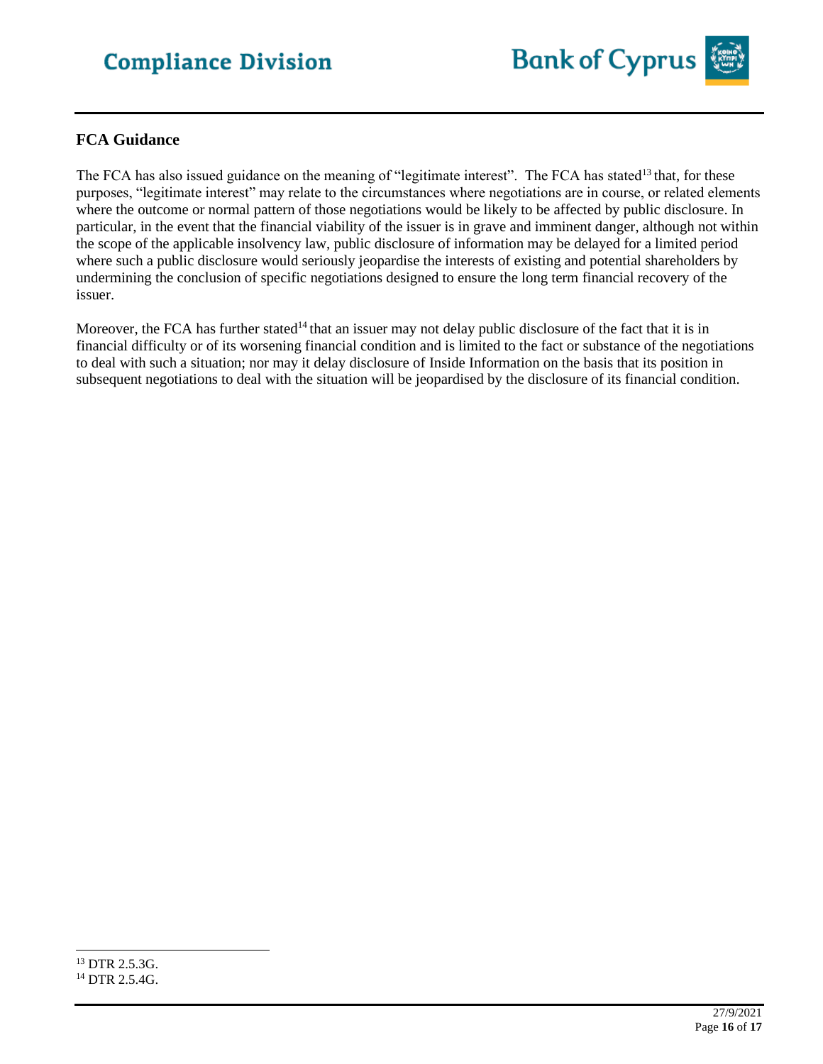### FCA Guidance

The FCA has also issued guidance on the meaning of "legitimate interest". The FCA has stated[13] that, for these purposes, "legitimate interest" may relate to the circumstances where negotiations are in course, or related elements where the outcome or normal pattern of those negotiations would be likely to be affected by public disclosure. In particular, in the event that the financial viability of the issuer is in grave and imminent danger, although not within the scope of the applicable insolvency law, public disclosure of information may be delayed for a limited period where such a public disclosure would seriously jeopardise the interests of existing and potential shareholders by undermining the conclusion of specific negotiations designed to ensure the long term financial recovery of the issuer.

Moreover, the FCA has further stated[14] that an issuer may not delay public disclosure of the fact that it is in financial difficulty or of its worsening financial condition and is limited to the fact or substance of the negotiations to deal with such a situation; nor may it delay disclosure of Inside Information on the basis that its position in subsequent negotiations to deal with the situation will be jeopardised by the disclosure of its financial condition.

---

[13] DTR 2.5.3G.

[14] DTR 2.5.4G.

27/9/2021